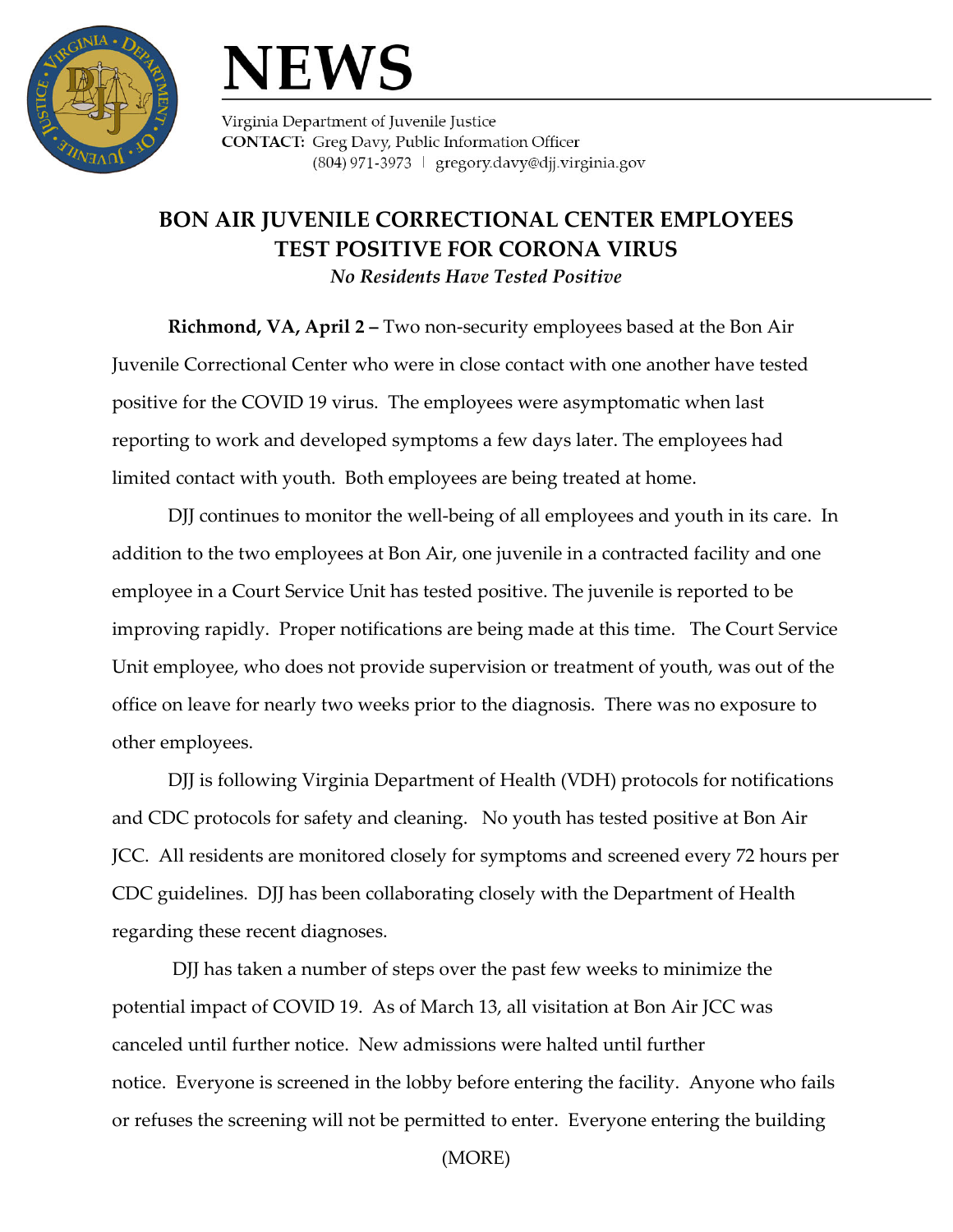# NEWS

Virginia Department of Juvenile Justice
**CONTACT:** Greg Davy, Public Information Officer
(804) 971-3973 | gregory.davy@djj.virginia.gov

## BON AIR JUVENILE CORRECTIONAL CENTER EMPLOYEES TEST POSITIVE FOR CORONA VIRUS

*No Residents Have Tested Positive*

**Richmond, VA, April 2 –** Two non-security employees based at the Bon Air Juvenile Correctional Center who were in close contact with one another have tested positive for the COVID 19 virus. The employees were asymptomatic when last reporting to work and developed symptoms a few days later. The employees had limited contact with youth. Both employees are being treated at home.

DJJ continues to monitor the well-being of all employees and youth in its care. In addition to the two employees at Bon Air, one juvenile in a contracted facility and one employee in a Court Service Unit has tested positive. The juvenile is reported to be improving rapidly. Proper notifications are being made at this time. The Court Service Unit employee, who does not provide supervision or treatment of youth, was out of the office on leave for nearly two weeks prior to the diagnosis. There was no exposure to other employees.

DJJ is following Virginia Department of Health (VDH) protocols for notifications and CDC protocols for safety and cleaning. No youth has tested positive at Bon Air JCC. All residents are monitored closely for symptoms and screened every 72 hours per CDC guidelines. DJJ has been collaborating closely with the Department of Health regarding these recent diagnoses.

DJJ has taken a number of steps over the past few weeks to minimize the potential impact of COVID 19. As of March 13, all visitation at Bon Air JCC was canceled until further notice. New admissions were halted until further notice. Everyone is screened in the lobby before entering the facility. Anyone who fails or refuses the screening will not be permitted to enter. Everyone entering the building

(MORE)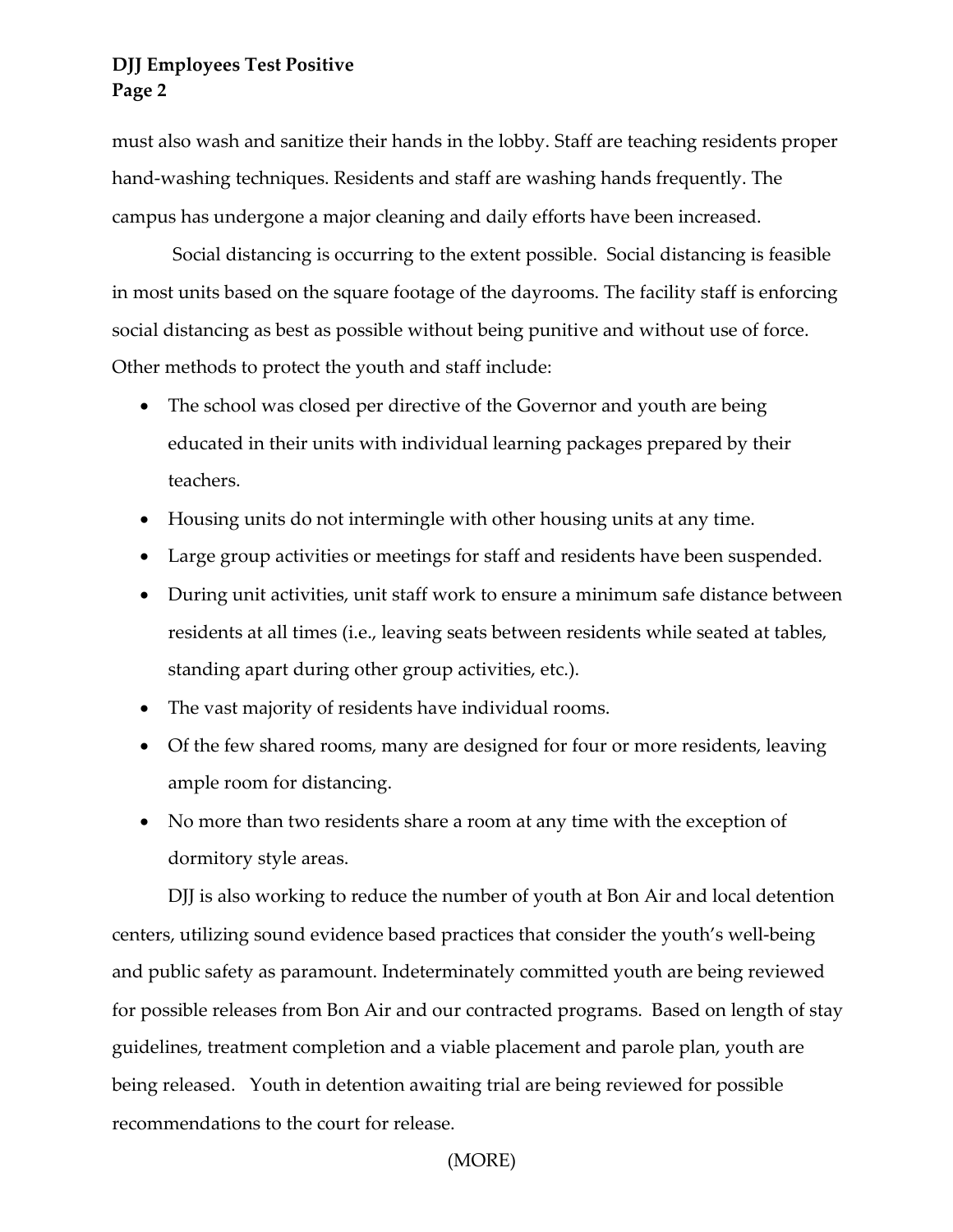must also wash and sanitize their hands in the lobby. Staff are teaching residents proper hand-washing techniques. Residents and staff are washing hands frequently. The campus has undergone a major cleaning and daily efforts have been increased.

Social distancing is occurring to the extent possible. Social distancing is feasible in most units based on the square footage of the dayrooms. The facility staff is enforcing social distancing as best as possible without being punitive and without use of force. Other methods to protect the youth and staff include:

- The school was closed per directive of the Governor and youth are being educated in their units with individual learning packages prepared by their teachers.
- Housing units do not intermingle with other housing units at any time.
- Large group activities or meetings for staff and residents have been suspended.
- During unit activities, unit staff work to ensure a minimum safe distance between residents at all times (i.e., leaving seats between residents while seated at tables, standing apart during other group activities, etc.).
- The vast majority of residents have individual rooms.
- Of the few shared rooms, many are designed for four or more residents, leaving ample room for distancing.
- No more than two residents share a room at any time with the exception of dormitory style areas.

DJJ is also working to reduce the number of youth at Bon Air and local detention centers, utilizing sound evidence based practices that consider the youth's well-being and public safety as paramount. Indeterminately committed youth are being reviewed for possible releases from Bon Air and our contracted programs. Based on length of stay guidelines, treatment completion and a viable placement and parole plan, youth are being released. Youth in detention awaiting trial are being reviewed for possible recommendations to the court for release.

(MORE)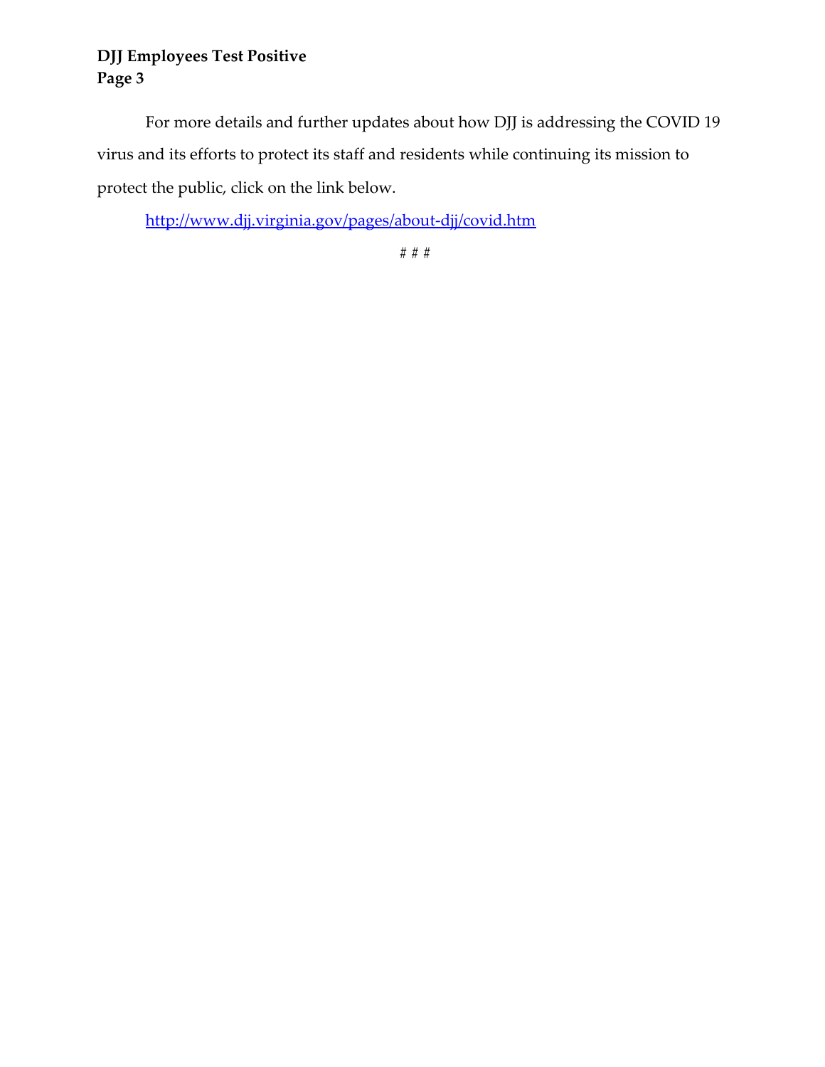For more details and further updates about how DJJ is addressing the COVID 19 virus and its efforts to protect its staff and residents while continuing its mission to protect the public, click on the link below.

http://www.djj.virginia.gov/pages/about-djj/covid.htm

# # #